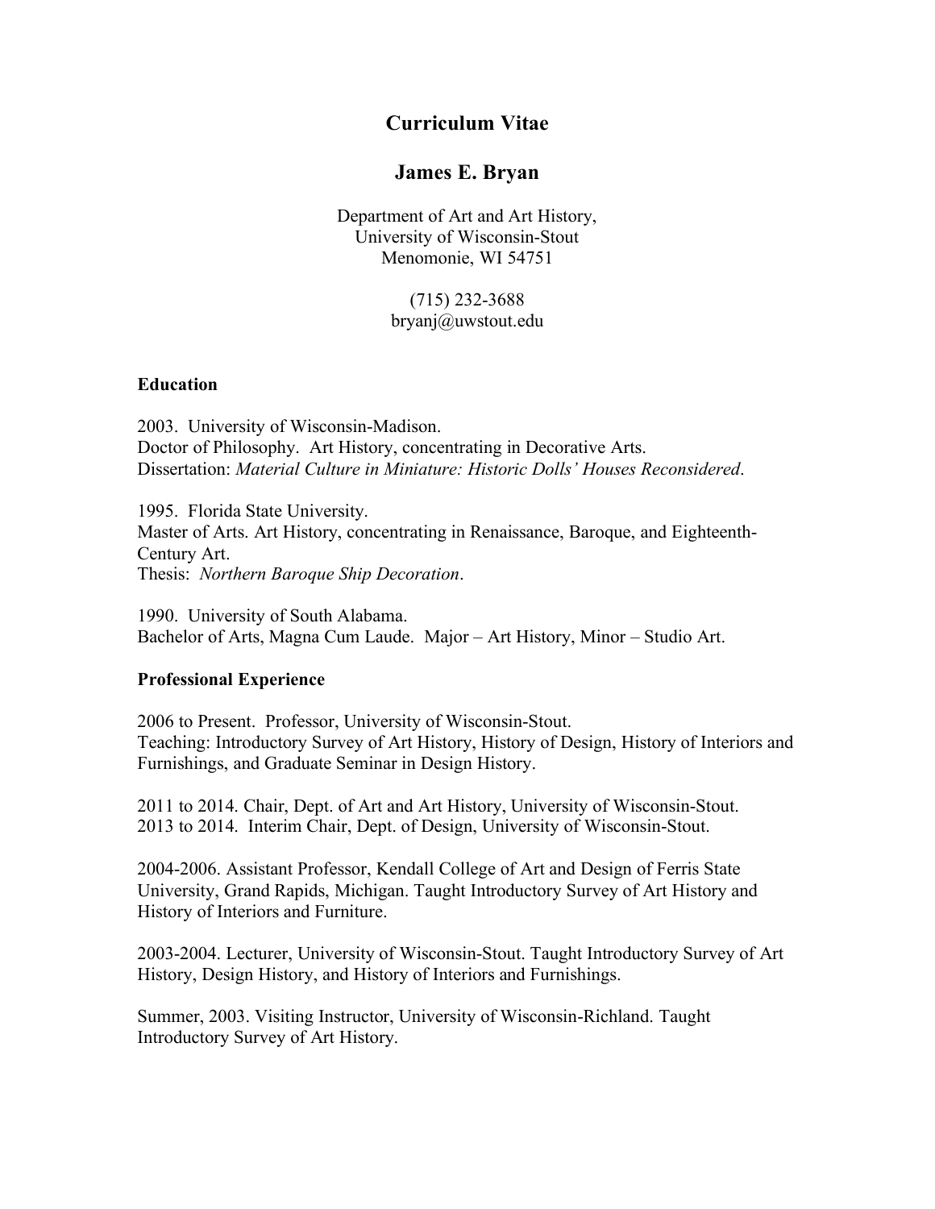# Curriculum Vitae

## James E. Bryan

Department of Art and Art History,
University of Wisconsin-Stout
Menomonie, WI 54751

(715) 232-3688
bryanj@uwstout.edu

### Education

2003. University of Wisconsin-Madison.
Doctor of Philosophy. Art History, concentrating in Decorative Arts.
Dissertation: *Material Culture in Miniature: Historic Dolls' Houses Reconsidered*.

1995. Florida State University.
Master of Arts. Art History, concentrating in Renaissance, Baroque, and Eighteenth-Century Art.
Thesis: *Northern Baroque Ship Decoration*.

1990. University of South Alabama.
Bachelor of Arts, Magna Cum Laude. Major – Art History, Minor – Studio Art.

### Professional Experience

2006 to Present. Professor, University of Wisconsin-Stout.
Teaching: Introductory Survey of Art History, History of Design, History of Interiors and Furnishings, and Graduate Seminar in Design History.

2011 to 2014. Chair, Dept. of Art and Art History, University of Wisconsin-Stout.
2013 to 2014. Interim Chair, Dept. of Design, University of Wisconsin-Stout.

2004-2006. Assistant Professor, Kendall College of Art and Design of Ferris State University, Grand Rapids, Michigan. Taught Introductory Survey of Art History and History of Interiors and Furniture.

2003-2004. Lecturer, University of Wisconsin-Stout. Taught Introductory Survey of Art History, Design History, and History of Interiors and Furnishings.

Summer, 2003. Visiting Instructor, University of Wisconsin-Richland. Taught Introductory Survey of Art History.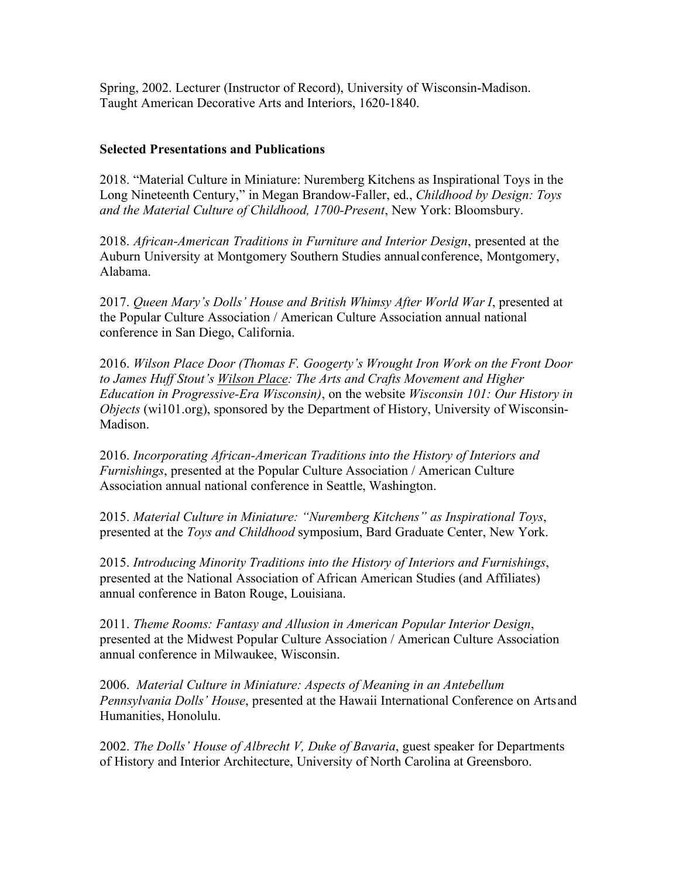Spring, 2002. Lecturer (Instructor of Record), University of Wisconsin-Madison. Taught American Decorative Arts and Interiors, 1620-1840.

**Selected Presentations and Publications**

2018. "Material Culture in Miniature: Nuremberg Kitchens as Inspirational Toys in the Long Nineteenth Century," in Megan Brandow-Faller, ed., *Childhood by Design: Toys and the Material Culture of Childhood, 1700-Present*, New York: Bloomsbury.

2018. *African-American Traditions in Furniture and Interior Design*, presented at the Auburn University at Montgomery Southern Studies annual conference, Montgomery, Alabama.

2017. *Queen Mary's Dolls' House and British Whimsy After World War I*, presented at the Popular Culture Association / American Culture Association annual national conference in San Diego, California.

2016. *Wilson Place Door (Thomas F. Googerty's Wrought Iron Work on the Front Door to James Huff Stout's <u>Wilson Place</u>: The Arts and Crafts Movement and Higher Education in Progressive-Era Wisconsin)*, on the website *Wisconsin 101: Our History in Objects* (wi101.org), sponsored by the Department of History, University of Wisconsin-Madison.

2016. *Incorporating African-American Traditions into the History of Interiors and Furnishings*, presented at the Popular Culture Association / American Culture Association annual national conference in Seattle, Washington.

2015. *Material Culture in Miniature: "Nuremberg Kitchens" as Inspirational Toys*, presented at the *Toys and Childhood* symposium, Bard Graduate Center, New York.

2015. *Introducing Minority Traditions into the History of Interiors and Furnishings*, presented at the National Association of African American Studies (and Affiliates) annual conference in Baton Rouge, Louisiana.

2011. *Theme Rooms: Fantasy and Allusion in American Popular Interior Design*, presented at the Midwest Popular Culture Association / American Culture Association annual conference in Milwaukee, Wisconsin.

2006. *Material Culture in Miniature: Aspects of Meaning in an Antebellum Pennsylvania Dolls' House*, presented at the Hawaii International Conference on Arts and Humanities, Honolulu.

2002. *The Dolls' House of Albrecht V, Duke of Bavaria*, guest speaker for Departments of History and Interior Architecture, University of North Carolina at Greensboro.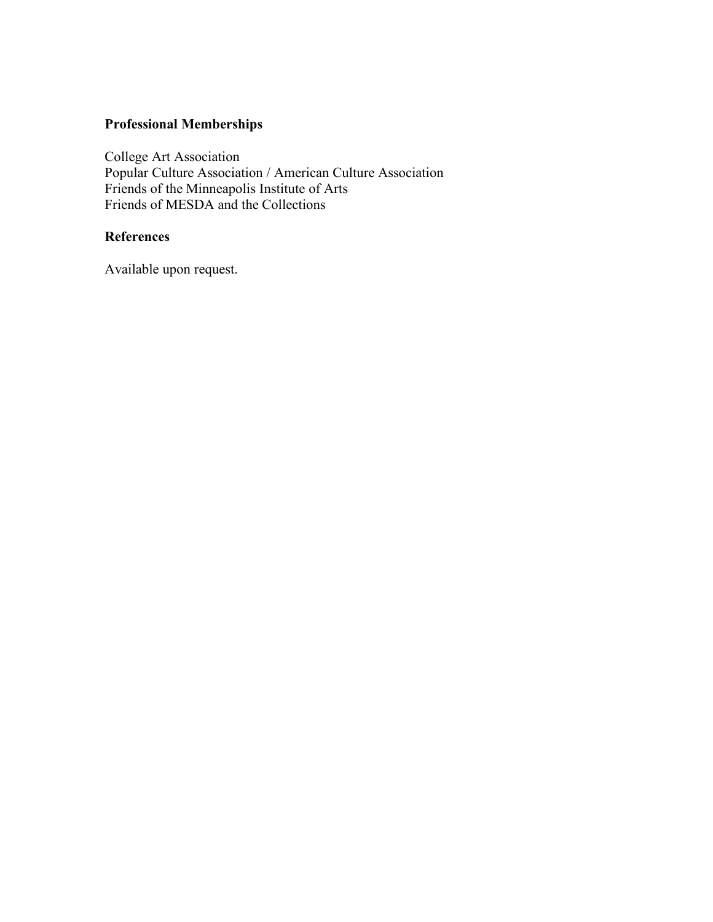## Professional Memberships

College Art Association
Popular Culture Association / American Culture Association
Friends of the Minneapolis Institute of Arts
Friends of MESDA and the Collections

## References

Available upon request.